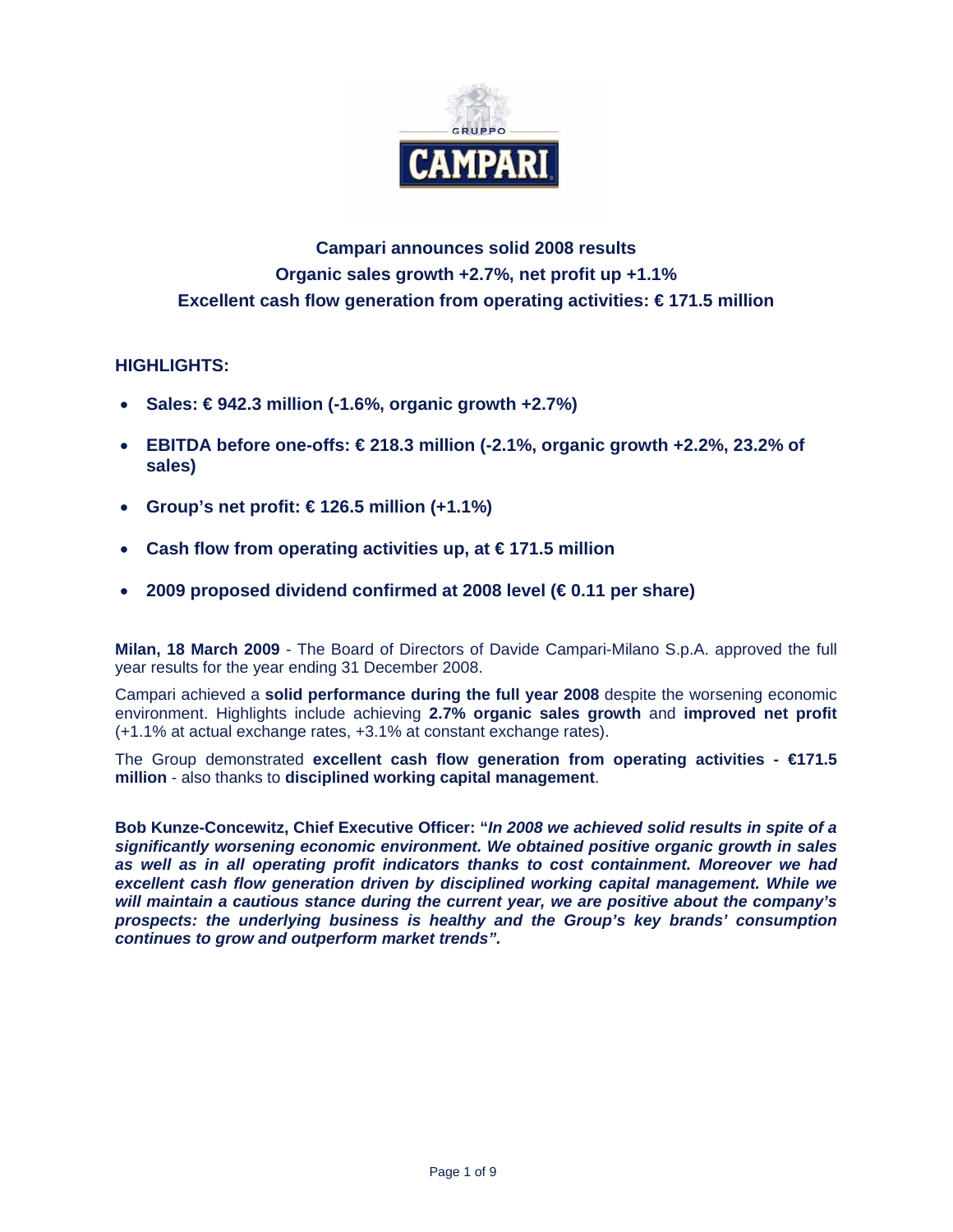# Campari announces solid 2008 results
## Organic sales growth +2.7%, net profit up +1.1%
## Excellent cash flow generation from operating activities: € 171.5 million

## HIGHLIGHTS:

- **Sales: € 942.3 million (-1.6%, organic growth +2.7%)**
- **EBITDA before one-offs: € 218.3 million (-2.1%, organic growth +2.2%, 23.2% of sales)**
- **Group's net profit: € 126.5 million (+1.1%)**
- **Cash flow from operating activities up, at € 171.5 million**
- **2009 proposed dividend confirmed at 2008 level (€ 0.11 per share)**

**Milan, 18 March 2009** - The Board of Directors of Davide Campari-Milano S.p.A. approved the full year results for the year ending 31 December 2008.

Campari achieved a **solid performance during the full year 2008** despite the worsening economic environment. Highlights include achieving **2.7% organic sales growth** and **improved net profit** (+1.1% at actual exchange rates, +3.1% at constant exchange rates).

The Group demonstrated **excellent cash flow generation from operating activities - €171.5 million** - also thanks to **disciplined working capital management**.

**Bob Kunze-Concewitz, Chief Executive Officer: "*In 2008 we achieved solid results in spite of a significantly worsening economic environment. We obtained positive organic growth in sales as well as in all operating profit indicators thanks to cost containment. Moreover we had excellent cash flow generation driven by disciplined working capital management. While we will maintain a cautious stance during the current year, we are positive about the company's prospects: the underlying business is healthy and the Group's key brands' consumption continues to grow and outperform market trends".***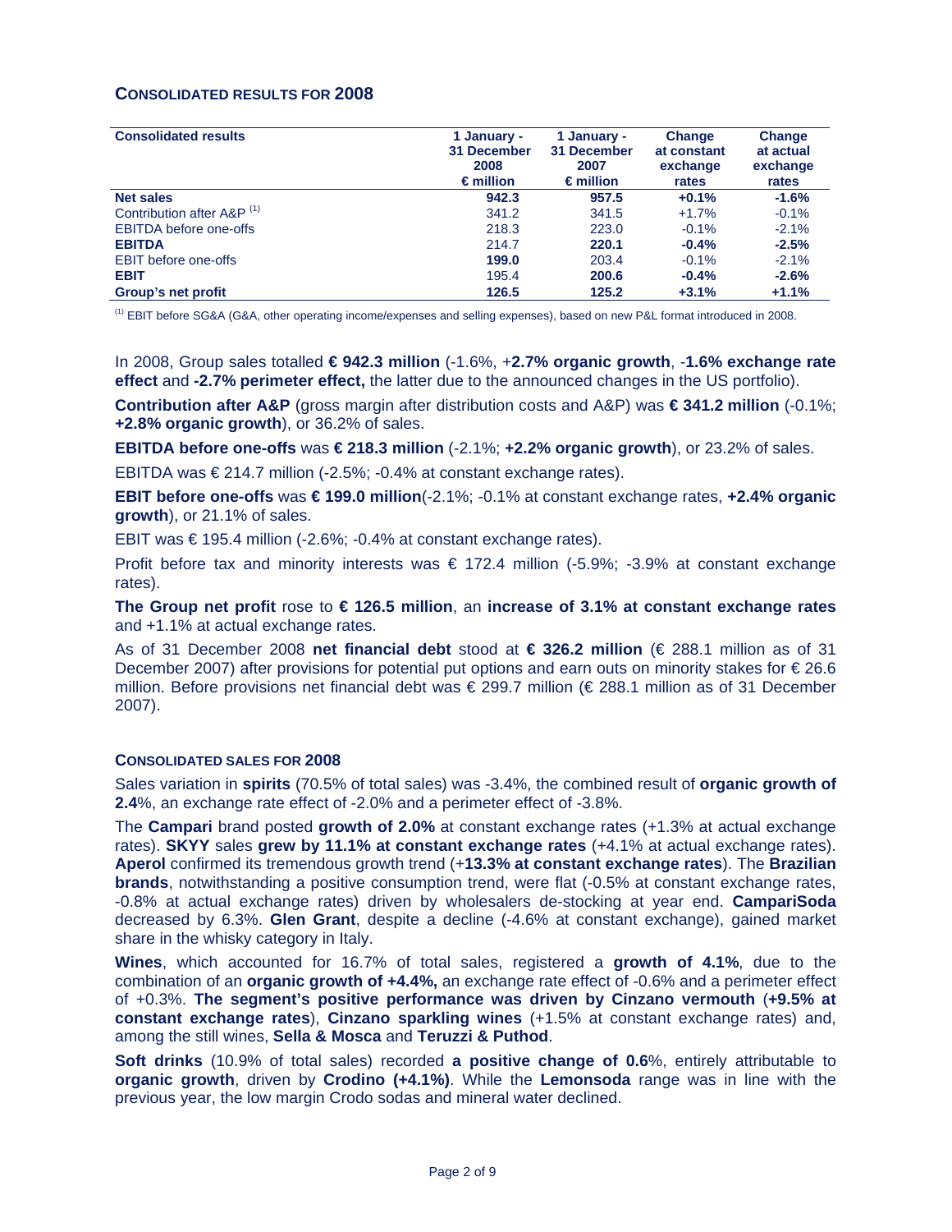## CONSOLIDATED RESULTS FOR 2008

| Consolidated results | 1 January - 31 December 2008 € million | 1 January - 31 December 2007 € million | Change at constant exchange rates | Change at actual exchange rates |
|---|---|---|---|---|
| **Net sales** | **942.3** | **957.5** | **+0.1%** | **-1.6%** |
| Contribution after A&P [1] | 341.2 | 341.5 | +1.7% | -0.1% |
| EBITDA before one-offs | 218.3 | 223.0 | -0.1% | -2.1% |
| **EBITDA** | 214.7 | **220.1** | **-0.4%** | **-2.5%** |
| EBIT before one-offs | **199.0** | 203.4 | -0.1% | -2.1% |
| **EBIT** | 195.4 | **200.6** | **-0.4%** | **-2.6%** |
| **Group's net profit** | **126.5** | **125.2** | **+3.1%** | **+1.1%** |

[1] EBIT before SG&A (G&A, other operating income/expenses and selling expenses), based on new P&L format introduced in 2008.

In 2008, Group sales totalled **€ 942.3 million** (-1.6%, +**2.7% organic growth**, -**1.6% exchange rate effect** and **-2.7% perimeter effect,** the latter due to the announced changes in the US portfolio).

**Contribution after A&P** (gross margin after distribution costs and A&P) was **€ 341.2 million** (-0.1%; **+2.8% organic growth**), or 36.2% of sales.

**EBITDA before one-offs** was **€ 218.3 million** (-2.1%; **+2.2% organic growth**), or 23.2% of sales.

EBITDA was € 214.7 million (-2.5%; -0.4% at constant exchange rates).

**EBIT before one-offs** was **€ 199.0 million**(-2.1%; -0.1% at constant exchange rates, **+2.4% organic growth**), or 21.1% of sales.

EBIT was € 195.4 million (-2.6%; -0.4% at constant exchange rates).

Profit before tax and minority interests was € 172.4 million (-5.9%; -3.9% at constant exchange rates).

**The Group net profit** rose to **€ 126.5 million**, an **increase of 3.1% at constant exchange rates** and +1.1% at actual exchange rates.

As of 31 December 2008 **net financial debt** stood at **€ 326.2 million** (€ 288.1 million as of 31 December 2007) after provisions for potential put options and earn outs on minority stakes for € 26.6 million. Before provisions net financial debt was € 299.7 million (€ 288.1 million as of 31 December 2007).

### CONSOLIDATED SALES FOR 2008

Sales variation in **spirits** (70.5% of total sales) was -3.4%, the combined result of **organic growth of 2.4**%, an exchange rate effect of -2.0% and a perimeter effect of -3.8%.

The **Campari** brand posted **growth of 2.0%** at constant exchange rates (+1.3% at actual exchange rates). **SKYY** sales **grew by 11.1% at constant exchange rates** (+4.1% at actual exchange rates). **Aperol** confirmed its tremendous growth trend (+**13.3% at constant exchange rates**). The **Brazilian brands**, notwithstanding a positive consumption trend, were flat (-0.5% at constant exchange rates, -0.8% at actual exchange rates) driven by wholesalers de-stocking at year end. **CampariSoda** decreased by 6.3%. **Glen Grant**, despite a decline (-4.6% at constant exchange), gained market share in the whisky category in Italy.

**Wines**, which accounted for 16.7% of total sales, registered a **growth of 4.1%**, due to the combination of an **organic growth of +4.4%,** an exchange rate effect of -0.6% and a perimeter effect of +0.3%. **The segment's positive performance was driven by Cinzano vermouth** (**+9.5% at constant exchange rates**), **Cinzano sparkling wines** (+1.5% at constant exchange rates) and, among the still wines, **Sella & Mosca** and **Teruzzi & Puthod**.

**Soft drinks** (10.9% of total sales) recorded **a positive change of 0.6**%, entirely attributable to **organic growth**, driven by **Crodino (+4.1%)**. While the **Lemonsoda** range was in line with the previous year, the low margin Crodo sodas and mineral water declined.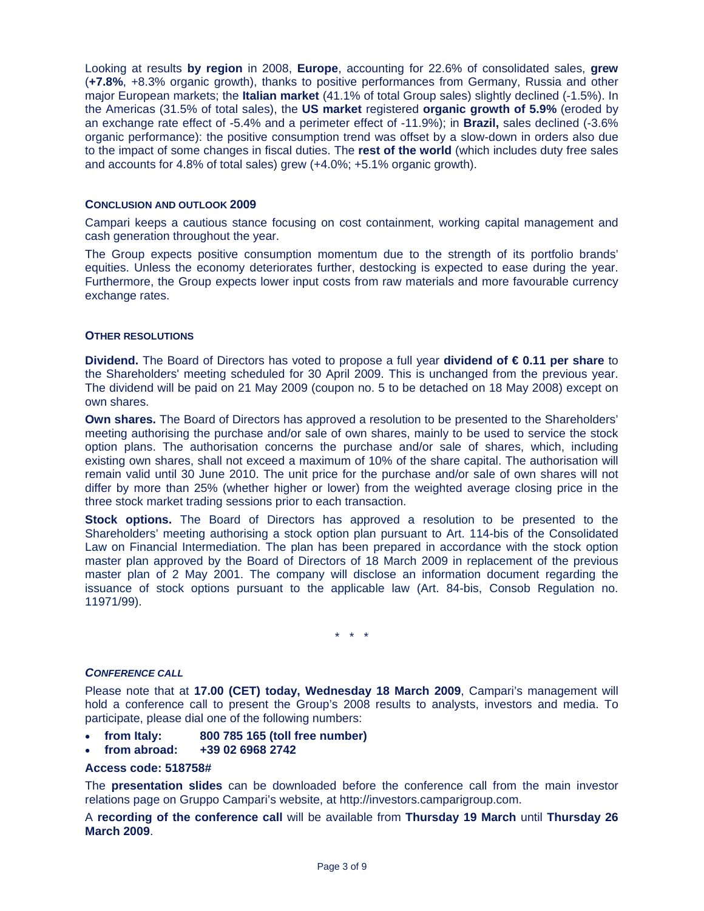Looking at results **by region** in 2008, **Europe**, accounting for 22.6% of consolidated sales, **grew** (**+7.8%**, +8.3% organic growth), thanks to positive performances from Germany, Russia and other major European markets; the **Italian market** (41.1% of total Group sales) slightly declined (-1.5%). In the Americas (31.5% of total sales), the **US market** registered **organic growth of 5.9%** (eroded by an exchange rate effect of -5.4% and a perimeter effect of -11.9%); in **Brazil,** sales declined (-3.6% organic performance): the positive consumption trend was offset by a slow-down in orders also due to the impact of some changes in fiscal duties. The **rest of the world** (which includes duty free sales and accounts for 4.8% of total sales) grew (+4.0%; +5.1% organic growth).

#### CONCLUSION AND OUTLOOK 2009

Campari keeps a cautious stance focusing on cost containment, working capital management and cash generation throughout the year.

The Group expects positive consumption momentum due to the strength of its portfolio brands' equities. Unless the economy deteriorates further, destocking is expected to ease during the year. Furthermore, the Group expects lower input costs from raw materials and more favourable currency exchange rates.

#### OTHER RESOLUTIONS

**Dividend.** The Board of Directors has voted to propose a full year **dividend of € 0.11 per share** to the Shareholders' meeting scheduled for 30 April 2009. This is unchanged from the previous year. The dividend will be paid on 21 May 2009 (coupon no. 5 to be detached on 18 May 2008) except on own shares.

**Own shares.** The Board of Directors has approved a resolution to be presented to the Shareholders' meeting authorising the purchase and/or sale of own shares, mainly to be used to service the stock option plans. The authorisation concerns the purchase and/or sale of shares, which, including existing own shares, shall not exceed a maximum of 10% of the share capital. The authorisation will remain valid until 30 June 2010. The unit price for the purchase and/or sale of own shares will not differ by more than 25% (whether higher or lower) from the weighted average closing price in the three stock market trading sessions prior to each transaction.

**Stock options.** The Board of Directors has approved a resolution to be presented to the Shareholders' meeting authorising a stock option plan pursuant to Art. 114-bis of the Consolidated Law on Financial Intermediation. The plan has been prepared in accordance with the stock option master plan approved by the Board of Directors of 18 March 2009 in replacement of the previous master plan of 2 May 2001. The company will disclose an information document regarding the issuance of stock options pursuant to the applicable law (Art. 84-bis, Consob Regulation no. 11971/99).

\* \* \*

#### *CONFERENCE CALL*

Please note that at **17.00 (CET) today, Wednesday 18 March 2009**, Campari's management will hold a conference call to present the Group's 2008 results to analysts, investors and media. To participate, please dial one of the following numbers:

- **from Italy: 800 785 165 (toll free number)**
- **from abroad: +39 02 6968 2742**

**Access code: 518758#**

The **presentation slides** can be downloaded before the conference call from the main investor relations page on Gruppo Campari's website, at http://investors.camparigroup.com.

A **recording of the conference call** will be available from **Thursday 19 March** until **Thursday 26 March 2009**.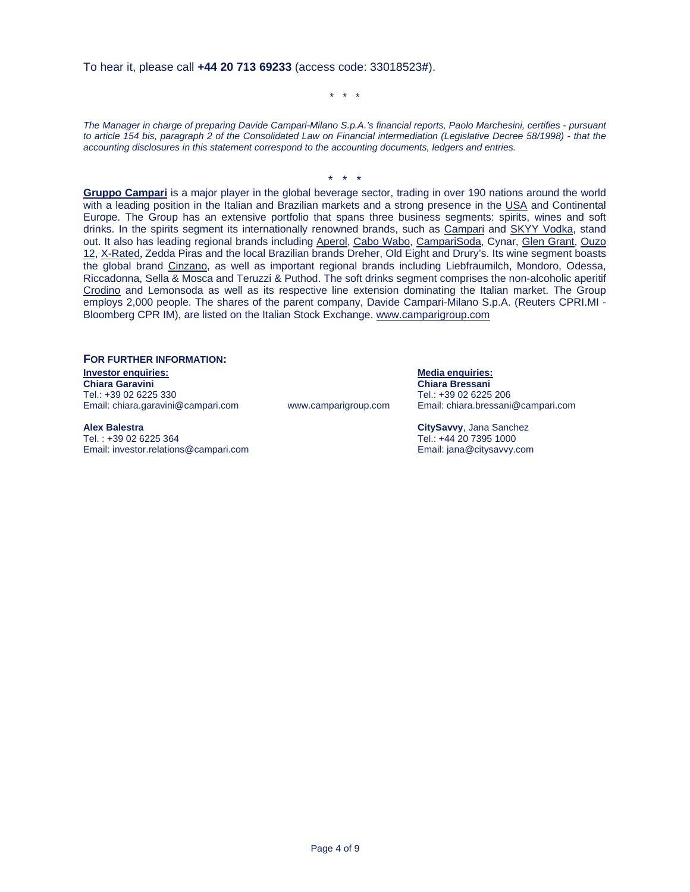To hear it, please call **+44 20 713 69233** (access code: 33018523#).

\* \* \*

*The Manager in charge of preparing Davide Campari-Milano S.p.A.'s financial reports, Paolo Marchesini, certifies - pursuant to article 154 bis, paragraph 2 of the Consolidated Law on Financial intermediation (Legislative Decree 58/1998) - that the accounting disclosures in this statement correspond to the accounting documents, ledgers and entries.*

\* \* \*

**Gruppo Campari** is a major player in the global beverage sector, trading in over 190 nations around the world with a leading position in the Italian and Brazilian markets and a strong presence in the USA and Continental Europe. The Group has an extensive portfolio that spans three business segments: spirits, wines and soft drinks. In the spirits segment its internationally renowned brands, such as Campari and SKYY Vodka, stand out. It also has leading regional brands including Aperol, Cabo Wabo, CampariSoda, Cynar, Glen Grant, Ouzo 12, X-Rated, Zedda Piras and the local Brazilian brands Dreher, Old Eight and Drury's. Its wine segment boasts the global brand Cinzano, as well as important regional brands including Liebfraumilch, Mondoro, Odessa, Riccadonna, Sella & Mosca and Teruzzi & Puthod. The soft drinks segment comprises the non-alcoholic aperitif Crodino and Lemonsoda as well as its respective line extension dominating the Italian market. The Group employs 2,000 people. The shares of the parent company, Davide Campari-Milano S.p.A. (Reuters CPRI.MI - Bloomberg CPR IM), are listed on the Italian Stock Exchange. www.camparigroup.com

**FOR FURTHER INFORMATION:**

**Investor enquiries:**

**Chiara Garavini**
Tel.: +39 02 6225 330
Email: chiara.garavini@campari.com

**Alex Balestra**
Tel. : +39 02 6225 364
Email: investor.relations@campari.com

www.camparigroup.com

**Media enquiries:**

**Chiara Bressani**
Tel.: +39 02 6225 206
Email: chiara.bressani@campari.com

**CitySavvy**, Jana Sanchez
Tel.: +44 20 7395 1000
Email: jana@citysavvy.com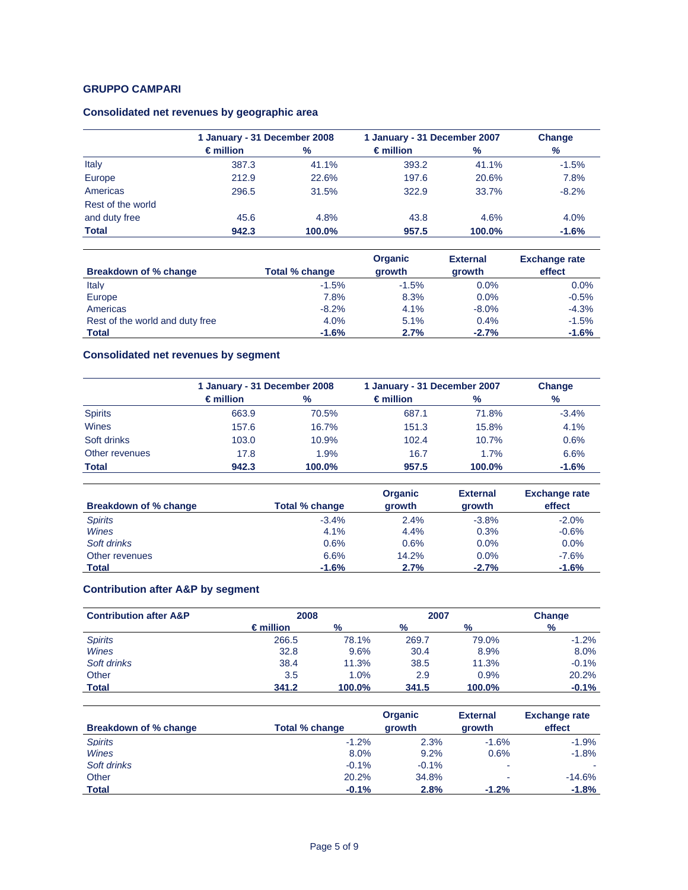**GRUPPO CAMPARI**

### Consolidated net revenues by geographic area

| | 1 January - 31 December 2008 | | 1 January - 31 December 2007 | | Change |
|---|---|---|---|---|---|
| | € million | % | € million | % | % |
| Italy | 387.3 | 41.1% | 393.2 | 41.1% | -1.5% |
| Europe | 212.9 | 22.6% | 197.6 | 20.6% | 7.8% |
| Americas | 296.5 | 31.5% | 322.9 | 33.7% | -8.2% |
| Rest of the world and duty free | 45.6 | 4.8% | 43.8 | 4.6% | 4.0% |
| **Total** | **942.3** | **100.0%** | **957.5** | **100.0%** | **-1.6%** |

| Breakdown of % change | Total % change | Organic growth | External growth | Exchange rate effect |
|---|---|---|---|---|
| Italy | -1.5% | -1.5% | 0.0% | 0.0% |
| Europe | 7.8% | 8.3% | 0.0% | -0.5% |
| Americas | -8.2% | 4.1% | -8.0% | -4.3% |
| Rest of the world and duty free | 4.0% | 5.1% | 0.4% | -1.5% |
| **Total** | **-1.6%** | **2.7%** | **-2.7%** | **-1.6%** |

### Consolidated net revenues by segment

| | 1 January - 31 December 2008 | | 1 January - 31 December 2007 | | Change |
|---|---|---|---|---|---|
| | € million | % | € million | % | % |
| Spirits | 663.9 | 70.5% | 687.1 | 71.8% | -3.4% |
| Wines | 157.6 | 16.7% | 151.3 | 15.8% | 4.1% |
| Soft drinks | 103.0 | 10.9% | 102.4 | 10.7% | 0.6% |
| Other revenues | 17.8 | 1.9% | 16.7 | 1.7% | 6.6% |
| **Total** | **942.3** | **100.0%** | **957.5** | **100.0%** | **-1.6%** |

| Breakdown of % change | Total % change | Organic growth | External growth | Exchange rate effect |
|---|---|---|---|---|
| *Spirits* | -3.4% | 2.4% | -3.8% | -2.0% |
| *Wines* | 4.1% | 4.4% | 0.3% | -0.6% |
| *Soft drinks* | 0.6% | 0.6% | 0.0% | 0.0% |
| Other revenues | 6.6% | 14.2% | 0.0% | -7.6% |
| **Total** | **-1.6%** | **2.7%** | **-2.7%** | **-1.6%** |

### Contribution after A&P by segment

| Contribution after A&P | 2008 | | 2007 | | Change |
|---|---|---|---|---|---|
| | € million | % | % | % | % |
| *Spirits* | 266.5 | 78.1% | 269.7 | 79.0% | -1.2% |
| *Wines* | 32.8 | 9.6% | 30.4 | 8.9% | 8.0% |
| *Soft drinks* | 38.4 | 11.3% | 38.5 | 11.3% | -0.1% |
| Other | 3.5 | 1.0% | 2.9 | 0.9% | 20.2% |
| **Total** | **341.2** | **100.0%** | **341.5** | **100.0%** | **-0.1%** |

| Breakdown of % change | Total % change | Organic growth | External growth | Exchange rate effect |
|---|---|---|---|---|
| *Spirits* | -1.2% | 2.3% | -1.6% | -1.9% |
| *Wines* | 8.0% | 9.2% | 0.6% | -1.8% |
| *Soft drinks* | -0.1% | -0.1% | - | - |
| Other | 20.2% | 34.8% | - | -14.6% |
| **Total** | **-0.1%** | **2.8%** | **-1.2%** | **-1.8%** |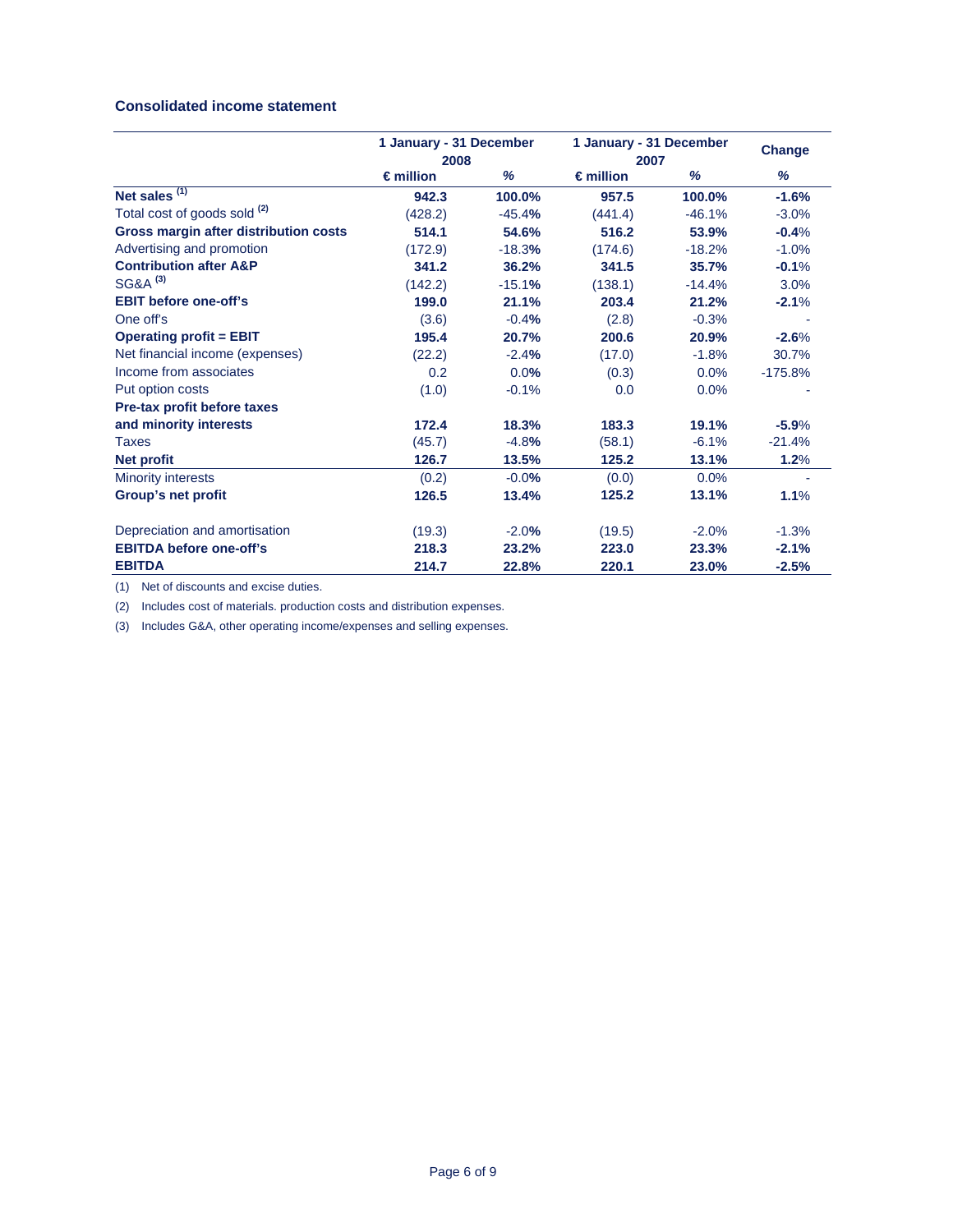### Consolidated income statement

| | 1 January - 31 December 2008 | | 1 January - 31 December 2007 | | Change |
|---|---|---|---|---|---|
| | € million | % | € million | % | % |
| **Net sales** [(1)] | **942.3** | **100.0%** | **957.5** | **100.0%** | **-1.6%** |
| Total cost of goods sold [(2)] | (428.2) | -45.4% | (441.4) | -46.1% | -3.0% |
| **Gross margin after distribution costs** | **514.1** | **54.6%** | **516.2** | **53.9%** | **-0.4%** |
| Advertising and promotion | (172.9) | -18.3% | (174.6) | -18.2% | -1.0% |
| **Contribution after A&P** | **341.2** | **36.2%** | **341.5** | **35.7%** | **-0.1%** |
| SG&A [(3)] | (142.2) | -15.1% | (138.1) | -14.4% | 3.0% |
| **EBIT before one-off's** | **199.0** | **21.1%** | **203.4** | **21.2%** | **-2.1%** |
| One off's | (3.6) | -0.4% | (2.8) | -0.3% | - |
| **Operating profit = EBIT** | **195.4** | **20.7%** | **200.6** | **20.9%** | **-2.6%** |
| Net financial income (expenses) | (22.2) | -2.4% | (17.0) | -1.8% | 30.7% |
| Income from associates | 0.2 | 0.0% | (0.3) | 0.0% | -175.8% |
| Put option costs | (1.0) | -0.1% | 0.0 | 0.0% | - |
| **Pre-tax profit before taxes and minority interests** | **172.4** | **18.3%** | **183.3** | **19.1%** | **-5.9%** |
| Taxes | (45.7) | -4.8% | (58.1) | -6.1% | -21.4% |
| **Net profit** | **126.7** | **13.5%** | **125.2** | **13.1%** | **1.2%** |
| Minority interests | (0.2) | -0.0% | (0.0) | 0.0% | - |
| **Group's net profit** | **126.5** | **13.4%** | **125.2** | **13.1%** | **1.1%** |
| | | | | | |
| Depreciation and amortisation | (19.3) | -2.0% | (19.5) | -2.0% | -1.3% |
| **EBITDA before one-off's** | **218.3** | **23.2%** | **223.0** | **23.3%** | **-2.1%** |
| **EBITDA** | **214.7** | **22.8%** | **220.1** | **23.0%** | **-2.5%** |

(1) Net of discounts and excise duties.

(2) Includes cost of materials. production costs and distribution expenses.

(3) Includes G&A, other operating income/expenses and selling expenses.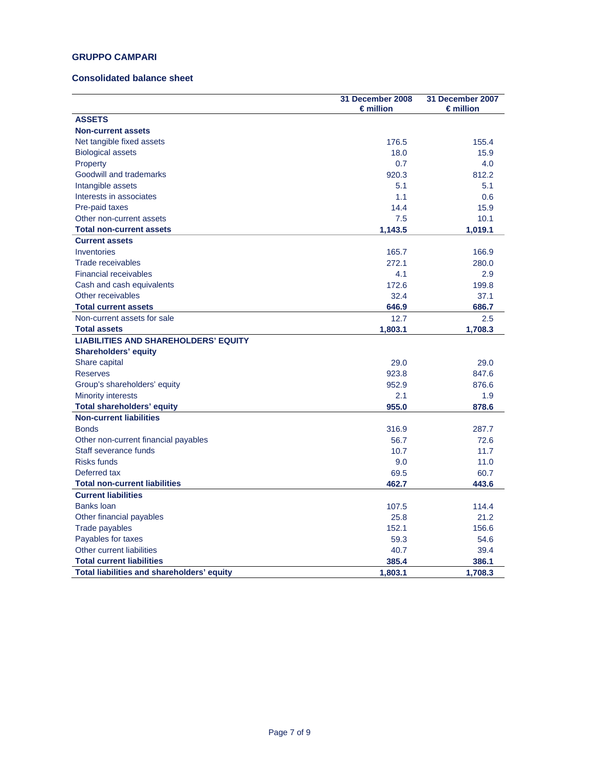## GRUPPO CAMPARI

### Consolidated balance sheet

| | 31 December 2008 € million | 31 December 2007 € million |
|---|---|---|
| **ASSETS** | | |
| **Non-current assets** | | |
| Net tangible fixed assets | 176.5 | 155.4 |
| Biological assets | 18.0 | 15.9 |
| Property | 0.7 | 4.0 |
| Goodwill and trademarks | 920.3 | 812.2 |
| Intangible assets | 5.1 | 5.1 |
| Interests in associates | 1.1 | 0.6 |
| Pre-paid taxes | 14.4 | 15.9 |
| Other non-current assets | 7.5 | 10.1 |
| **Total non-current assets** | **1,143.5** | **1,019.1** |
| **Current assets** | | |
| Inventories | 165.7 | 166.9 |
| Trade receivables | 272.1 | 280.0 |
| Financial receivables | 4.1 | 2.9 |
| Cash and cash equivalents | 172.6 | 199.8 |
| Other receivables | 32.4 | 37.1 |
| **Total current assets** | **646.9** | **686.7** |
| Non-current assets for sale | 12.7 | 2.5 |
| **Total assets** | **1,803.1** | **1,708.3** |
| **LIABILITIES AND SHAREHOLDERS' EQUITY** | | |
| **Shareholders' equity** | | |
| Share capital | 29.0 | 29.0 |
| Reserves | 923.8 | 847.6 |
| Group's shareholders' equity | 952.9 | 876.6 |
| Minority interests | 2.1 | 1.9 |
| **Total shareholders' equity** | **955.0** | **878.6** |
| **Non-current liabilities** | | |
| Bonds | 316.9 | 287.7 |
| Other non-current financial payables | 56.7 | 72.6 |
| Staff severance funds | 10.7 | 11.7 |
| Risks funds | 9.0 | 11.0 |
| Deferred tax | 69.5 | 60.7 |
| **Total non-current liabilities** | **462.7** | **443.6** |
| **Current liabilities** | | |
| Banks loan | 107.5 | 114.4 |
| Other financial payables | 25.8 | 21.2 |
| Trade payables | 152.1 | 156.6 |
| Payables for taxes | 59.3 | 54.6 |
| Other current liabilities | 40.7 | 39.4 |
| **Total current liabilities** | **385.4** | **386.1** |
| **Total liabilities and shareholders' equity** | **1,803.1** | **1,708.3** |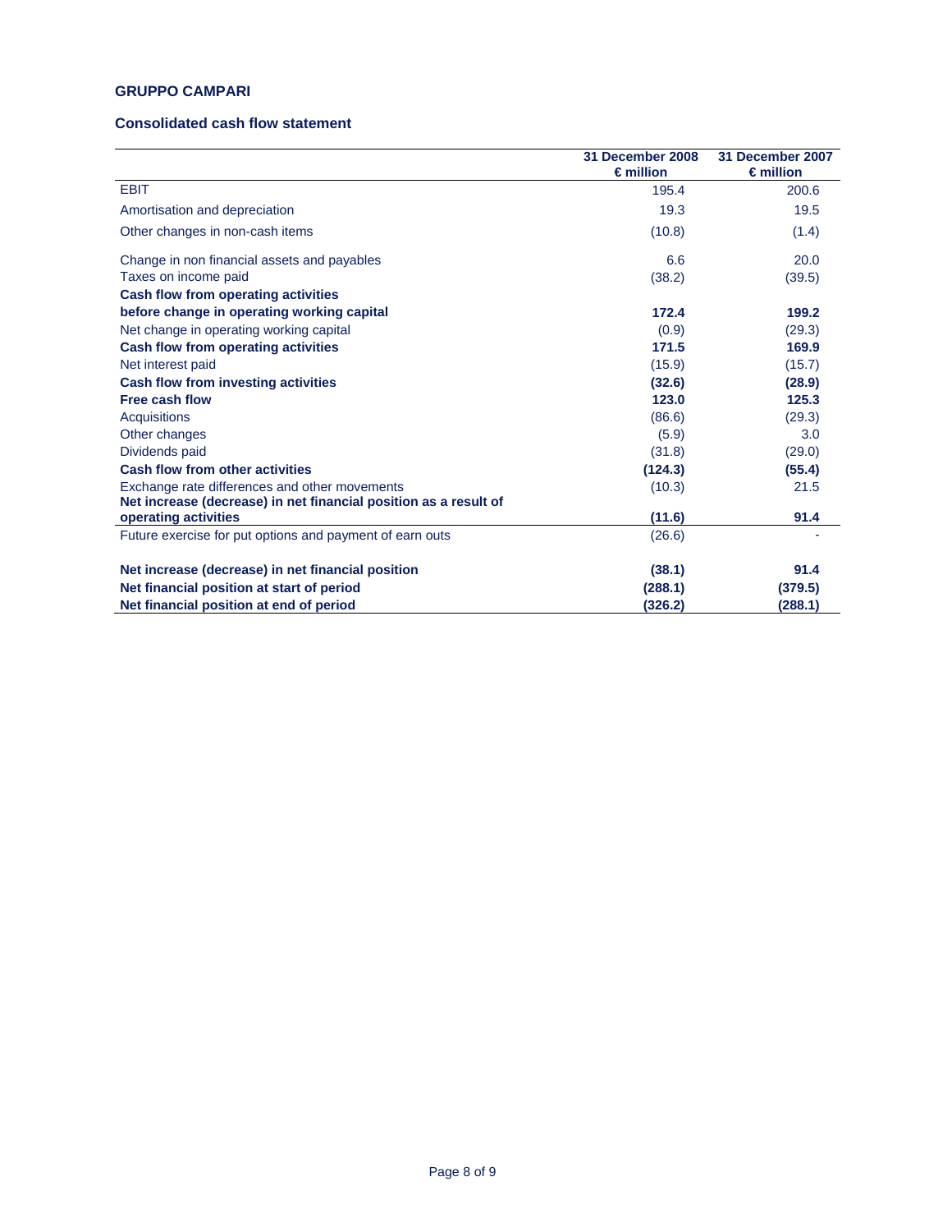**GRUPPO CAMPARI**

**Consolidated cash flow statement**

| | 31 December 2008<br>€ million | 31 December 2007<br>€ million |
|---|---|---|
| EBIT | 195.4 | 200.6 |
| Amortisation and depreciation | 19.3 | 19.5 |
| Other changes in non-cash items | (10.8) | (1.4) |
| Change in non financial assets and payables | 6.6 | 20.0 |
| Taxes on income paid | (38.2) | (39.5) |
| **Cash flow from operating activities before change in operating working capital** | **172.4** | **199.2** |
| Net change in operating working capital | (0.9) | (29.3) |
| **Cash flow from operating activities** | **171.5** | **169.9** |
| Net interest paid | (15.9) | (15.7) |
| **Cash flow from investing activities** | **(32.6)** | **(28.9)** |
| **Free cash flow** | **123.0** | **125.3** |
| Acquisitions | (86.6) | (29.3) |
| Other changes | (5.9) | 3.0 |
| Dividends paid | (31.8) | (29.0) |
| **Cash flow from other activities** | **(124.3)** | **(55.4)** |
| Exchange rate differences and other movements | (10.3) | 21.5 |
| **Net increase (decrease) in net financial position as a result of operating activities** | **(11.6)** | **91.4** |
| Future exercise for put options and payment of earn outs | (26.6) | - |
| **Net increase (decrease) in net financial position** | **(38.1)** | **91.4** |
| **Net financial position at start of period** | **(288.1)** | **(379.5)** |
| **Net financial position at end of period** | **(326.2)** | **(288.1)** |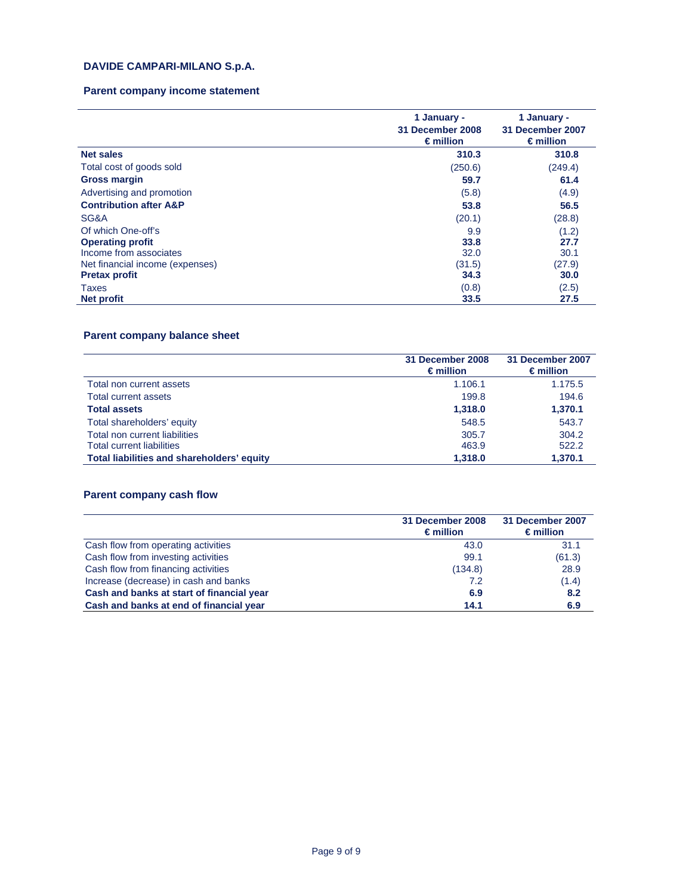**DAVIDE CAMPARI-MILANO S.p.A.**

## Parent company income statement

| | 1 January - 31 December 2008 € million | 1 January - 31 December 2007 € million |
|---|---|---|
| **Net sales** | **310.3** | **310.8** |
| Total cost of goods sold | (250.6) | (249.4) |
| **Gross margin** | **59.7** | **61.4** |
| Advertising and promotion | (5.8) | (4.9) |
| **Contribution after A&P** | **53.8** | **56.5** |
| SG&A | (20.1) | (28.8) |
| Of which One-off's | 9.9 | (1.2) |
| **Operating profit** | **33.8** | **27.7** |
| Income from associates | 32.0 | 30.1 |
| Net financial income (expenses) | (31.5) | (27.9) |
| **Pretax profit** | **34.3** | **30.0** |
| Taxes | (0.8) | (2.5) |
| **Net profit** | **33.5** | **27.5** |

## Parent company balance sheet

| | 31 December 2008 € million | 31 December 2007 € million |
|---|---|---|
| Total non current assets | 1.106.1 | 1.175.5 |
| Total current assets | 199.8 | 194.6 |
| **Total assets** | **1,318.0** | **1,370.1** |
| Total shareholders' equity | 548.5 | 543.7 |
| Total non current liabilities | 305.7 | 304.2 |
| Total current liabilities | 463.9 | 522.2 |
| **Total liabilities and shareholders' equity** | **1,318.0** | **1,370.1** |

## Parent company cash flow

| | 31 December 2008 € million | 31 December 2007 € million |
|---|---|---|
| Cash flow from operating activities | 43.0 | 31.1 |
| Cash flow from investing activities | 99.1 | (61.3) |
| Cash flow from financing activities | (134.8) | 28.9 |
| Increase (decrease) in cash and banks | 7.2 | (1.4) |
| **Cash and banks at start of financial year** | **6.9** | **8.2** |
| **Cash and banks at end of financial year** | **14.1** | **6.9** |